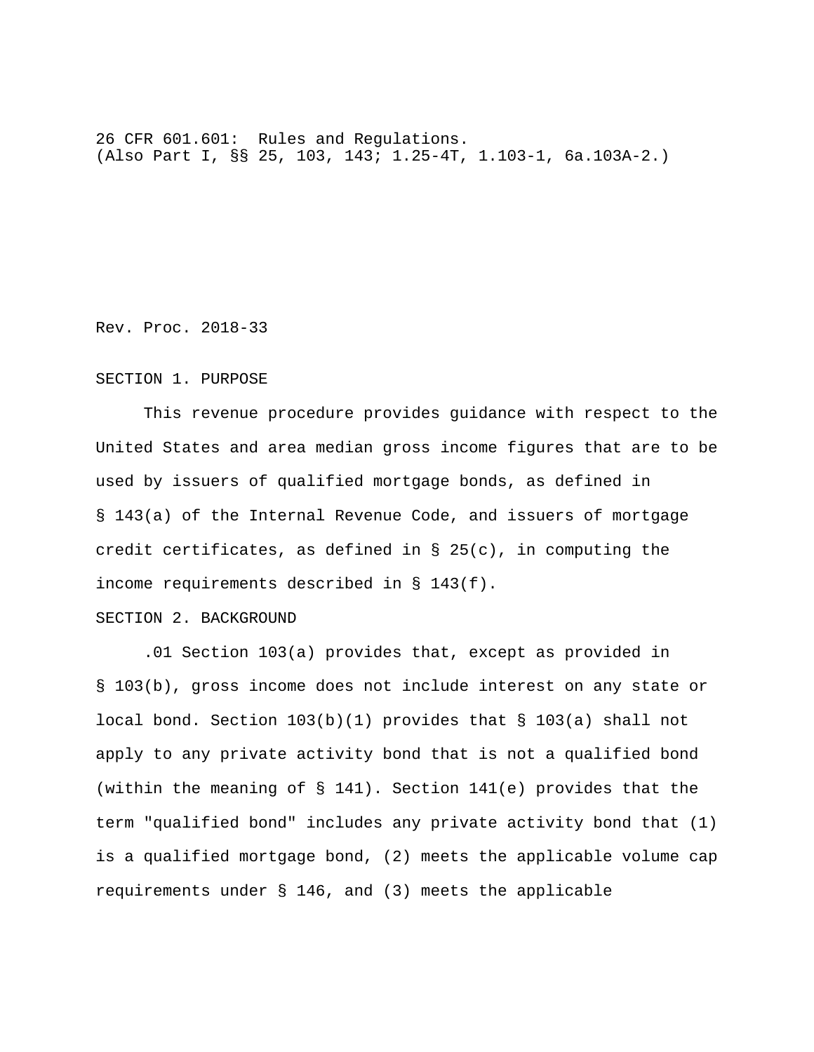26 CFR 601.601: Rules and Regulations.
(Also Part I, §§ 25, 103, 143; 1.25-4T, 1.103-1, 6a.103A-2.)

Rev. Proc. 2018-33

## SECTION 1. PURPOSE

This revenue procedure provides guidance with respect to the United States and area median gross income figures that are to be used by issuers of qualified mortgage bonds, as defined in § 143(a) of the Internal Revenue Code, and issuers of mortgage credit certificates, as defined in § 25(c), in computing the income requirements described in § 143(f).

## SECTION 2. BACKGROUND

.01 Section 103(a) provides that, except as provided in § 103(b), gross income does not include interest on any state or local bond. Section 103(b)(1) provides that § 103(a) shall not apply to any private activity bond that is not a qualified bond (within the meaning of § 141). Section 141(e) provides that the term "qualified bond" includes any private activity bond that (1) is a qualified mortgage bond, (2) meets the applicable volume cap requirements under § 146, and (3) meets the applicable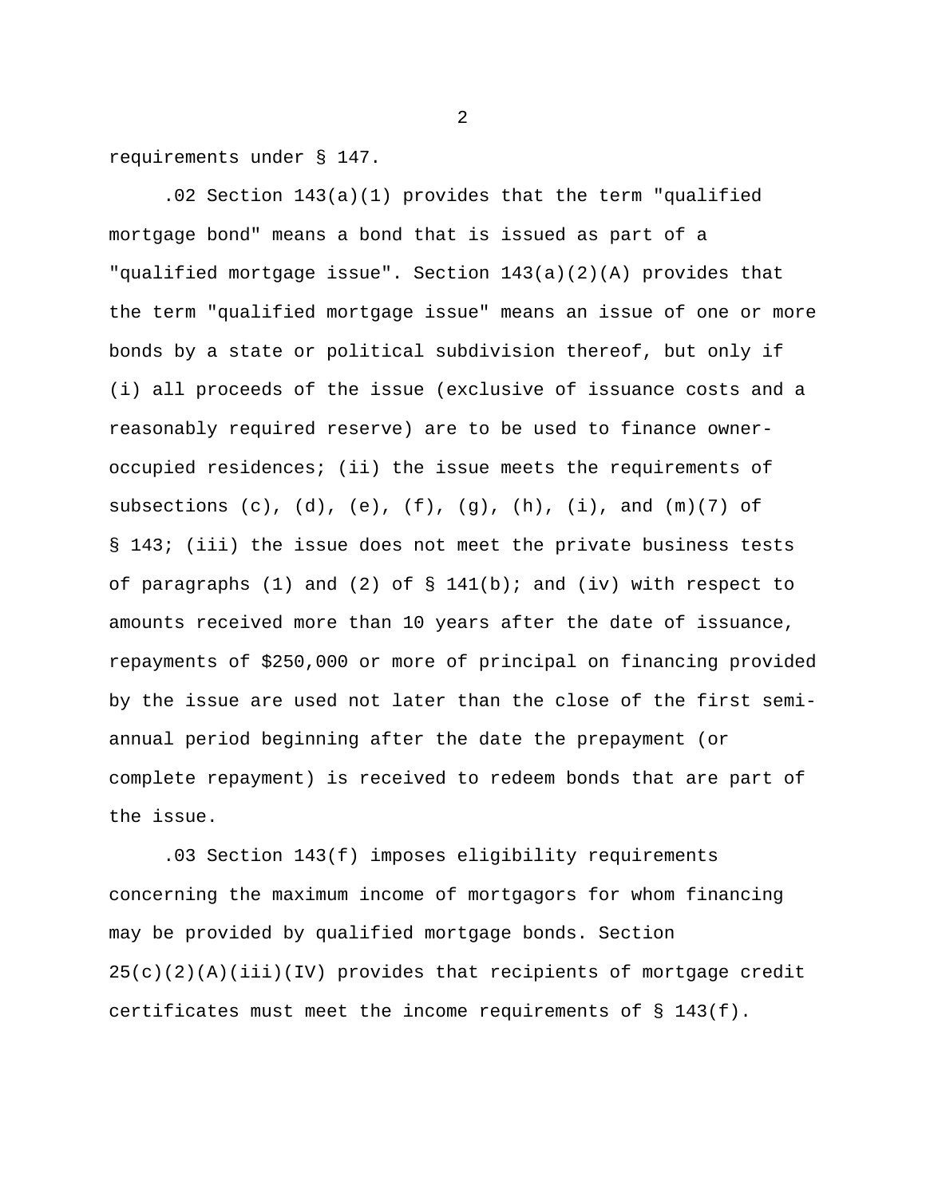requirements under § 147.

.02 Section 143(a)(1) provides that the term "qualified mortgage bond" means a bond that is issued as part of a "qualified mortgage issue". Section 143(a)(2)(A) provides that the term "qualified mortgage issue" means an issue of one or more bonds by a state or political subdivision thereof, but only if (i) all proceeds of the issue (exclusive of issuance costs and a reasonably required reserve) are to be used to finance owner-occupied residences; (ii) the issue meets the requirements of subsections (c), (d), (e), (f), (g), (h), (i), and (m)(7) of § 143; (iii) the issue does not meet the private business tests of paragraphs (1) and (2) of § 141(b); and (iv) with respect to amounts received more than 10 years after the date of issuance, repayments of $250,000 or more of principal on financing provided by the issue are used not later than the close of the first semi-annual period beginning after the date the prepayment (or complete repayment) is received to redeem bonds that are part of the issue.

.03 Section 143(f) imposes eligibility requirements concerning the maximum income of mortgagors for whom financing may be provided by qualified mortgage bonds. Section 25(c)(2)(A)(iii)(IV) provides that recipients of mortgage credit certificates must meet the income requirements of § 143(f).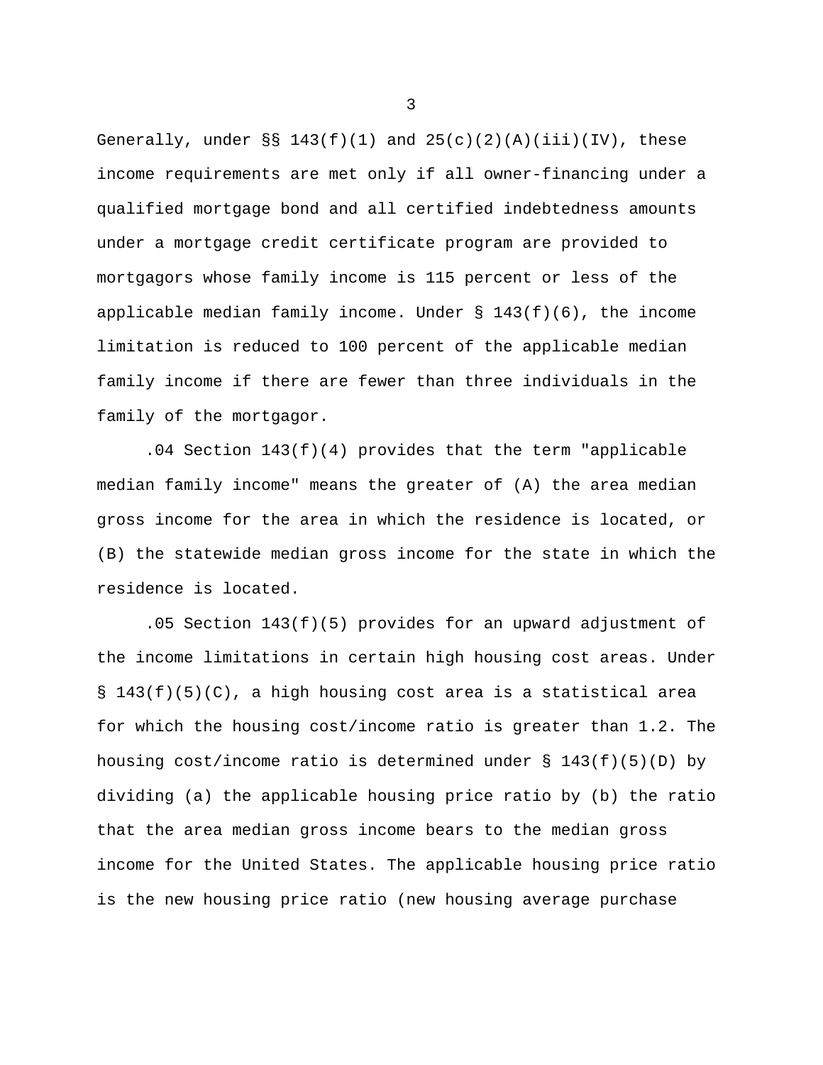Generally, under §§ 143(f)(1) and 25(c)(2)(A)(iii)(IV), these income requirements are met only if all owner-financing under a qualified mortgage bond and all certified indebtedness amounts under a mortgage credit certificate program are provided to mortgagors whose family income is 115 percent or less of the applicable median family income. Under § 143(f)(6), the income limitation is reduced to 100 percent of the applicable median family income if there are fewer than three individuals in the family of the mortgagor.

.04 Section 143(f)(4) provides that the term "applicable median family income" means the greater of (A) the area median gross income for the area in which the residence is located, or (B) the statewide median gross income for the state in which the residence is located.

.05 Section 143(f)(5) provides for an upward adjustment of the income limitations in certain high housing cost areas. Under § 143(f)(5)(C), a high housing cost area is a statistical area for which the housing cost/income ratio is greater than 1.2. The housing cost/income ratio is determined under § 143(f)(5)(D) by dividing (a) the applicable housing price ratio by (b) the ratio that the area median gross income bears to the median gross income for the United States. The applicable housing price ratio is the new housing price ratio (new housing average purchase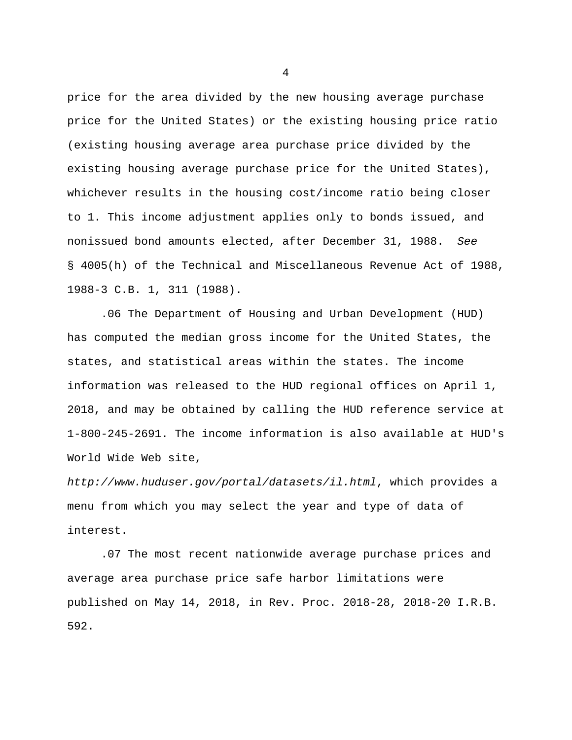price for the area divided by the new housing average purchase price for the United States) or the existing housing price ratio (existing housing average area purchase price divided by the existing housing average purchase price for the United States), whichever results in the housing cost/income ratio being closer to 1. This income adjustment applies only to bonds issued, and nonissued bond amounts elected, after December 31, 1988. *See* § 4005(h) of the Technical and Miscellaneous Revenue Act of 1988, 1988-3 C.B. 1, 311 (1988).

.06 The Department of Housing and Urban Development (HUD) has computed the median gross income for the United States, the states, and statistical areas within the states. The income information was released to the HUD regional offices on April 1, 2018, and may be obtained by calling the HUD reference service at 1-800-245-2691. The income information is also available at HUD's World Wide Web site, *http://www.huduser.gov/portal/datasets/il.html*, which provides a menu from which you may select the year and type of data of interest.

.07 The most recent nationwide average purchase prices and average area purchase price safe harbor limitations were published on May 14, 2018, in Rev. Proc. 2018-28, 2018-20 I.R.B. 592.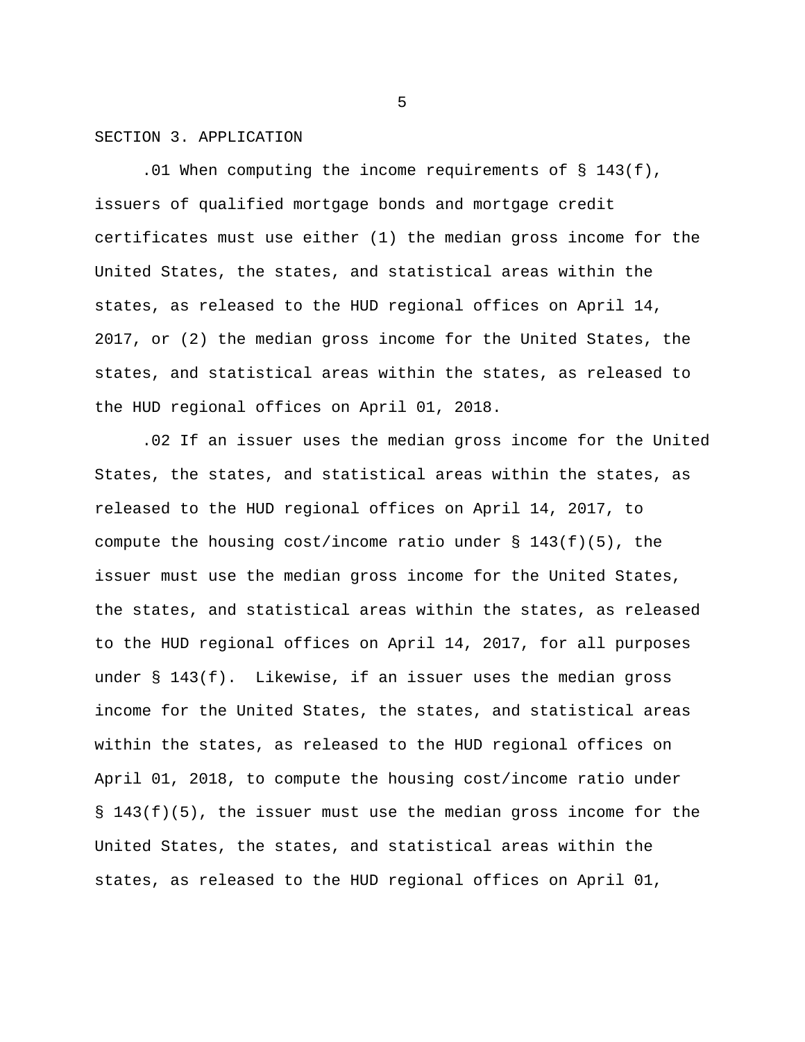## SECTION 3. APPLICATION

.01 When computing the income requirements of § 143(f), issuers of qualified mortgage bonds and mortgage credit certificates must use either (1) the median gross income for the United States, the states, and statistical areas within the states, as released to the HUD regional offices on April 14, 2017, or (2) the median gross income for the United States, the states, and statistical areas within the states, as released to the HUD regional offices on April 01, 2018.

.02 If an issuer uses the median gross income for the United States, the states, and statistical areas within the states, as released to the HUD regional offices on April 14, 2017, to compute the housing cost/income ratio under § 143(f)(5), the issuer must use the median gross income for the United States, the states, and statistical areas within the states, as released to the HUD regional offices on April 14, 2017, for all purposes under § 143(f). Likewise, if an issuer uses the median gross income for the United States, the states, and statistical areas within the states, as released to the HUD regional offices on April 01, 2018, to compute the housing cost/income ratio under § 143(f)(5), the issuer must use the median gross income for the United States, the states, and statistical areas within the states, as released to the HUD regional offices on April 01,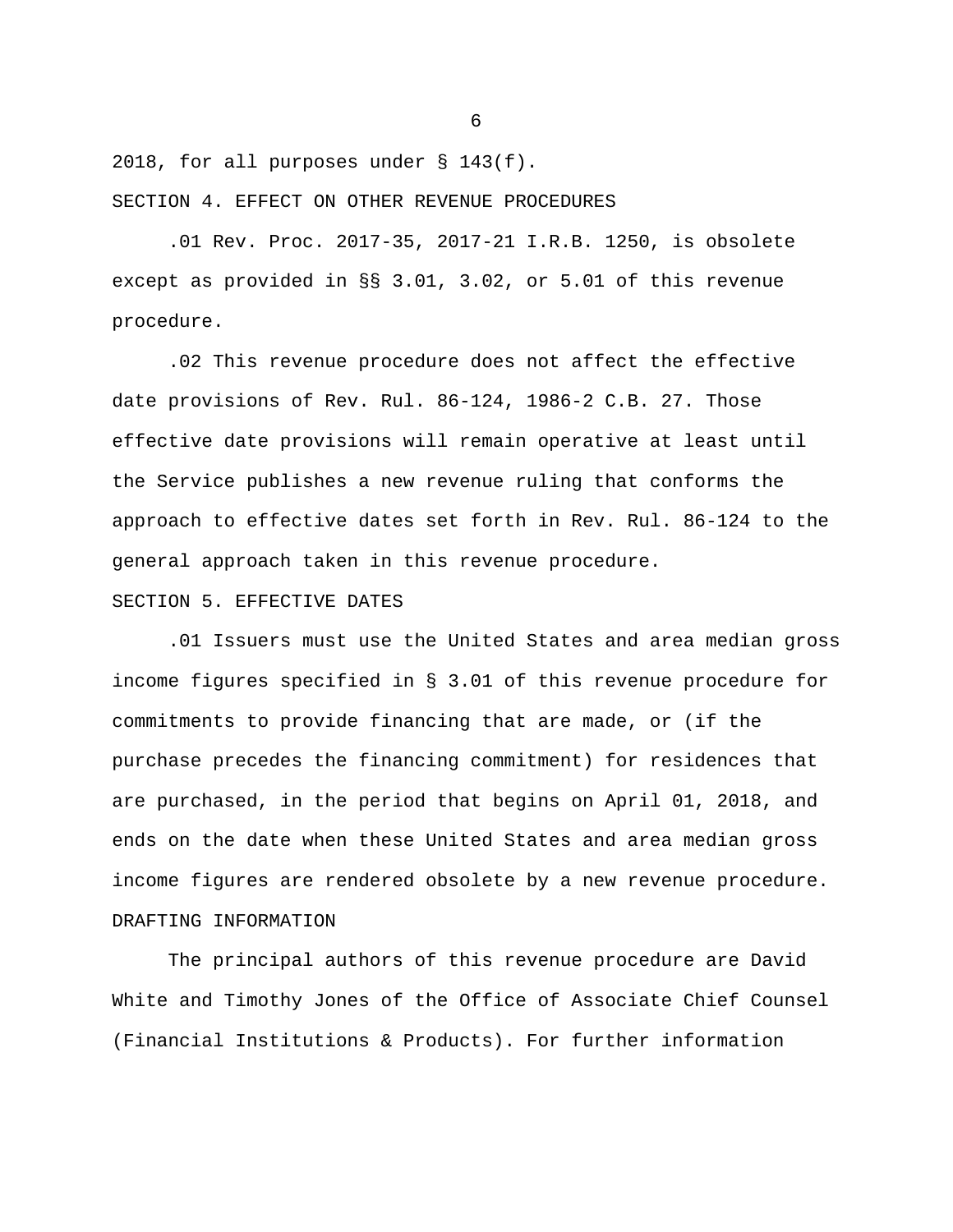2018, for all purposes under § 143(f).

## SECTION 4. EFFECT ON OTHER REVENUE PROCEDURES

.01 Rev. Proc. 2017-35, 2017-21 I.R.B. 1250, is obsolete except as provided in §§ 3.01, 3.02, or 5.01 of this revenue procedure.

.02 This revenue procedure does not affect the effective date provisions of Rev. Rul. 86-124, 1986-2 C.B. 27. Those effective date provisions will remain operative at least until the Service publishes a new revenue ruling that conforms the approach to effective dates set forth in Rev. Rul. 86-124 to the general approach taken in this revenue procedure.

## SECTION 5. EFFECTIVE DATES

.01 Issuers must use the United States and area median gross income figures specified in § 3.01 of this revenue procedure for commitments to provide financing that are made, or (if the purchase precedes the financing commitment) for residences that are purchased, in the period that begins on April 01, 2018, and ends on the date when these United States and area median gross income figures are rendered obsolete by a new revenue procedure.

## DRAFTING INFORMATION

The principal authors of this revenue procedure are David White and Timothy Jones of the Office of Associate Chief Counsel (Financial Institutions & Products). For further information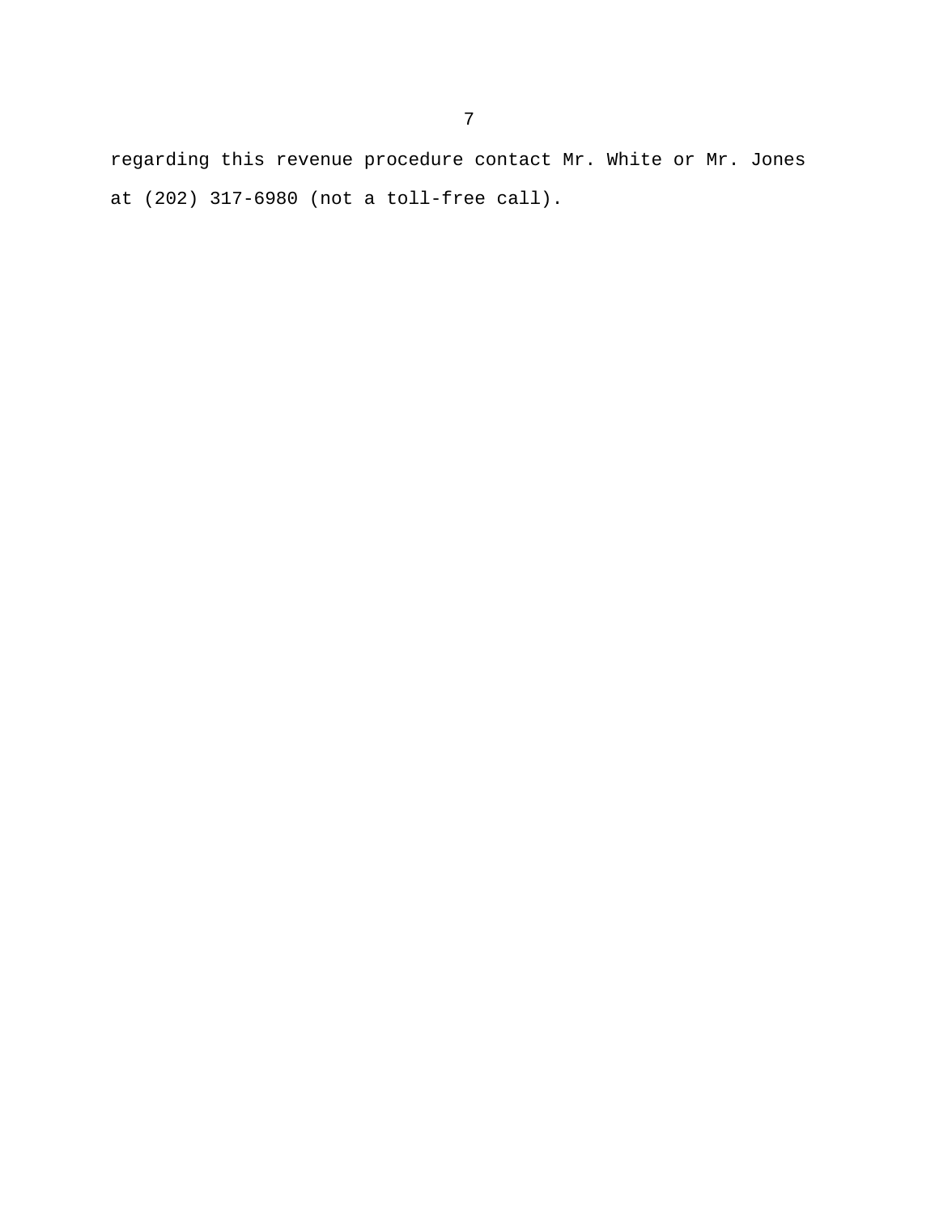regarding this revenue procedure contact Mr. White or Mr. Jones at (202) 317-6980 (not a toll-free call).